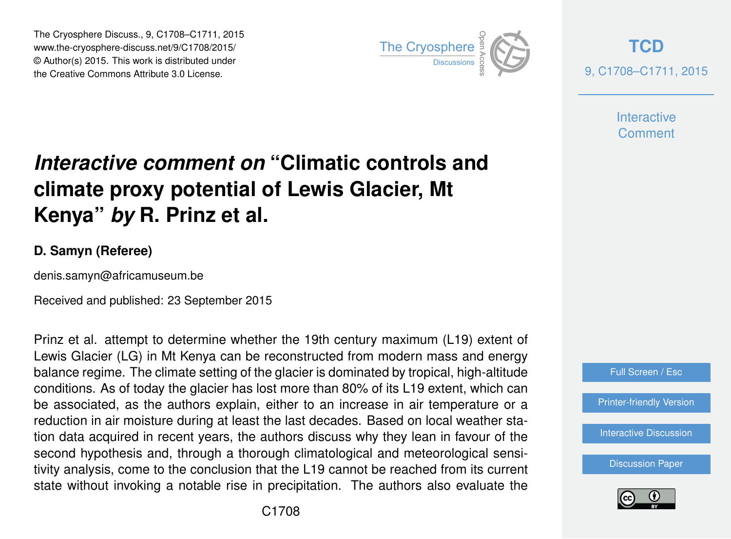# *Interactive comment on* "Climatic controls and climate proxy potential of Lewis Glacier, Mt Kenya" *by* R. Prinz et al.

**D. Samyn (Referee)**

denis.samyn@africamuseum.be

Received and published: 23 September 2015

Prinz et al. attempt to determine whether the 19th century maximum (L19) extent of Lewis Glacier (LG) in Mt Kenya can be reconstructed from modern mass and energy balance regime. The climate setting of the glacier is dominated by tropical, high-altitude conditions. As of today the glacier has lost more than 80% of its L19 extent, which can be associated, as the authors explain, either to an increase in air temperature or a reduction in air moisture during at least the last decades. Based on local weather station data acquired in recent years, the authors discuss why they lean in favour of the second hypothesis and, through a thorough climatological and meteorological sensitivity analysis, come to the conclusion that the L19 cannot be reached from its current state without invoking a notable rise in precipitation. The authors also evaluate the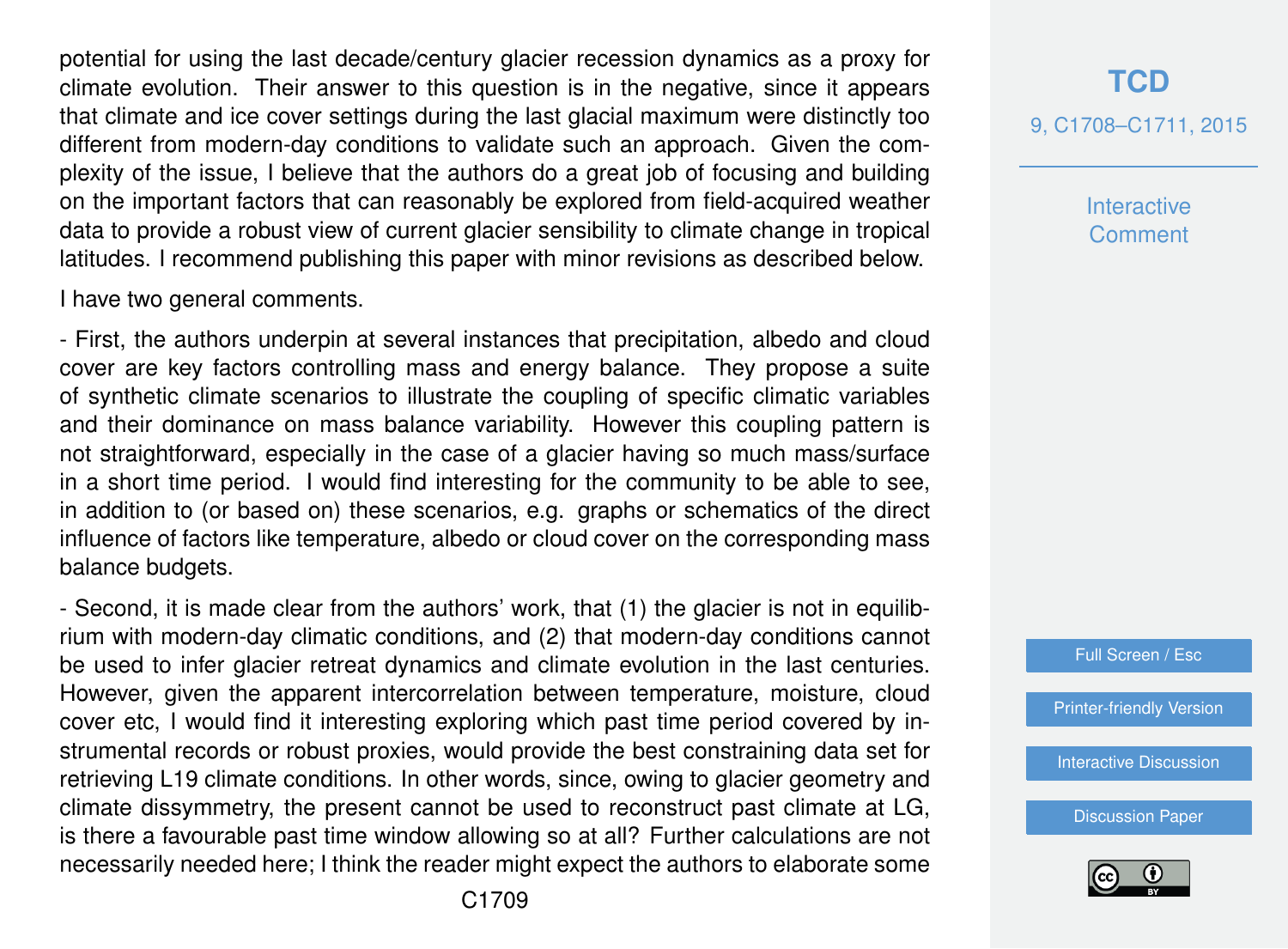potential for using the last decade/century glacier recession dynamics as a proxy for climate evolution. Their answer to this question is in the negative, since it appears that climate and ice cover settings during the last glacial maximum were distinctly too different from modern-day conditions to validate such an approach. Given the complexity of the issue, I believe that the authors do a great job of focusing and building on the important factors that can reasonably be explored from field-acquired weather data to provide a robust view of current glacier sensibility to climate change in tropical latitudes. I recommend publishing this paper with minor revisions as described below.

I have two general comments.

- First, the authors underpin at several instances that precipitation, albedo and cloud cover are key factors controlling mass and energy balance. They propose a suite of synthetic climate scenarios to illustrate the coupling of specific climatic variables and their dominance on mass balance variability. However this coupling pattern is not straightforward, especially in the case of a glacier having so much mass/surface in a short time period. I would find interesting for the community to be able to see, in addition to (or based on) these scenarios, e.g. graphs or schematics of the direct influence of factors like temperature, albedo or cloud cover on the corresponding mass balance budgets.

- Second, it is made clear from the authors' work, that (1) the glacier is not in equilibrium with modern-day climatic conditions, and (2) that modern-day conditions cannot be used to infer glacier retreat dynamics and climate evolution in the last centuries. However, given the apparent intercorrelation between temperature, moisture, cloud cover etc, I would find it interesting exploring which past time period covered by instrumental records or robust proxies, would provide the best constraining data set for retrieving L19 climate conditions. In other words, since, owing to glacier geometry and climate dissymmetry, the present cannot be used to reconstruct past climate at LG, is there a favourable past time window allowing so at all? Further calculations are not necessarily needed here; I think the reader might expect the authors to elaborate some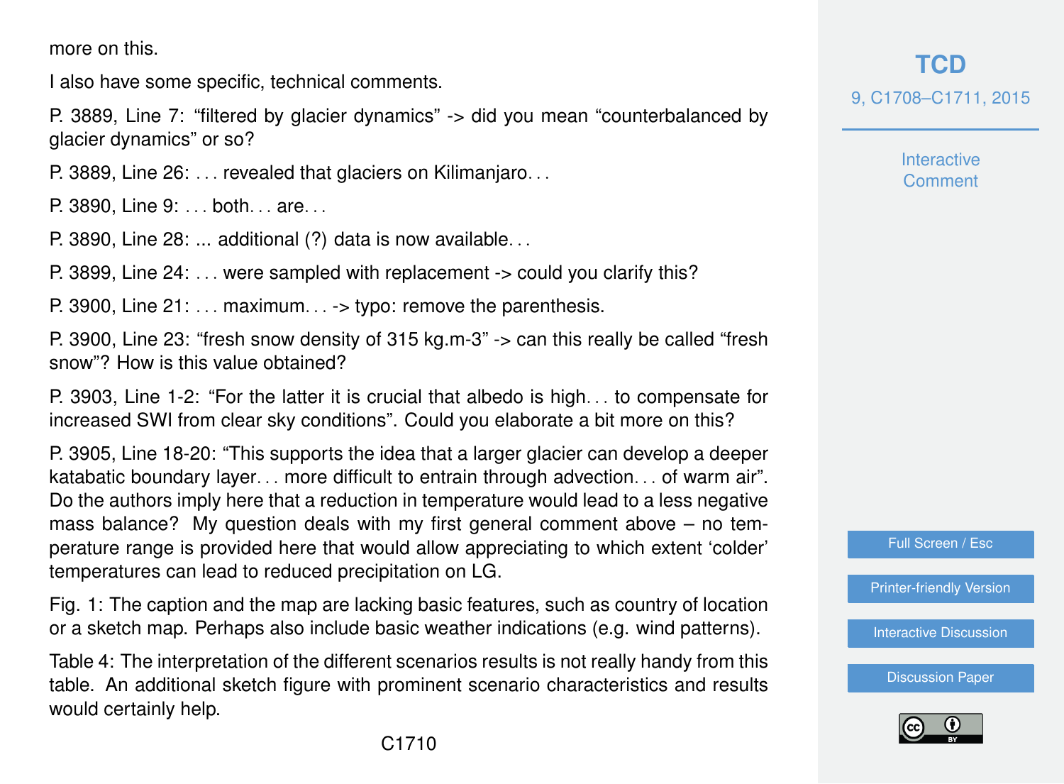more on this.

I also have some specific, technical comments.

P. 3889, Line 7: “filtered by glacier dynamics” -> did you mean “counterbalanced by glacier dynamics” or so?

P. 3889, Line 26: . . . revealed that glaciers on Kilimanjaro. . .

P. 3890, Line 9: . . . both. . . are. . .

P. 3890, Line 28: ... additional (?) data is now available. . .

P. 3899, Line 24: . . . were sampled with replacement -> could you clarify this?

P. 3900, Line 21: . . . maximum. . . -> typo: remove the parenthesis.

P. 3900, Line 23: “fresh snow density of 315 kg.m-3” -> can this really be called “fresh snow”? How is this value obtained?

P. 3903, Line 1-2: “For the latter it is crucial that albedo is high. . . to compensate for increased SWI from clear sky conditions”. Could you elaborate a bit more on this?

P. 3905, Line 18-20: “This supports the idea that a larger glacier can develop a deeper katabatic boundary layer. . . more difficult to entrain through advection. . . of warm air”. Do the authors imply here that a reduction in temperature would lead to a less negative mass balance? My question deals with my first general comment above – no temperature range is provided here that would allow appreciating to which extent ‘colder’ temperatures can lead to reduced precipitation on LG.

Fig. 1: The caption and the map are lacking basic features, such as country of location or a sketch map. Perhaps also include basic weather indications (e.g. wind patterns).

Table 4: The interpretation of the different scenarios results is not really handy from this table. An additional sketch figure with prominent scenario characteristics and results would certainly help.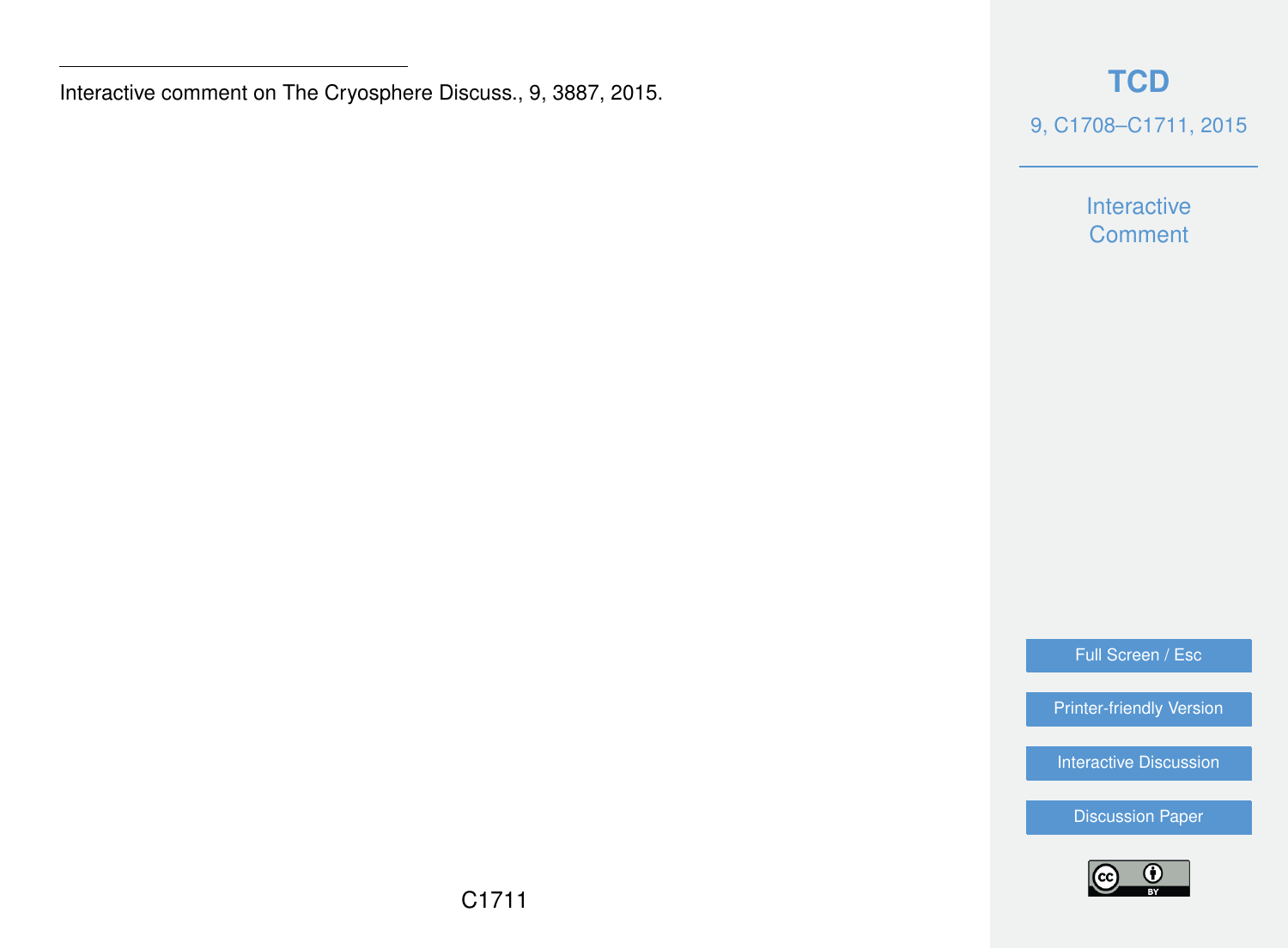Interactive comment on The Cryosphere Discuss., 9, 3887, 2015.